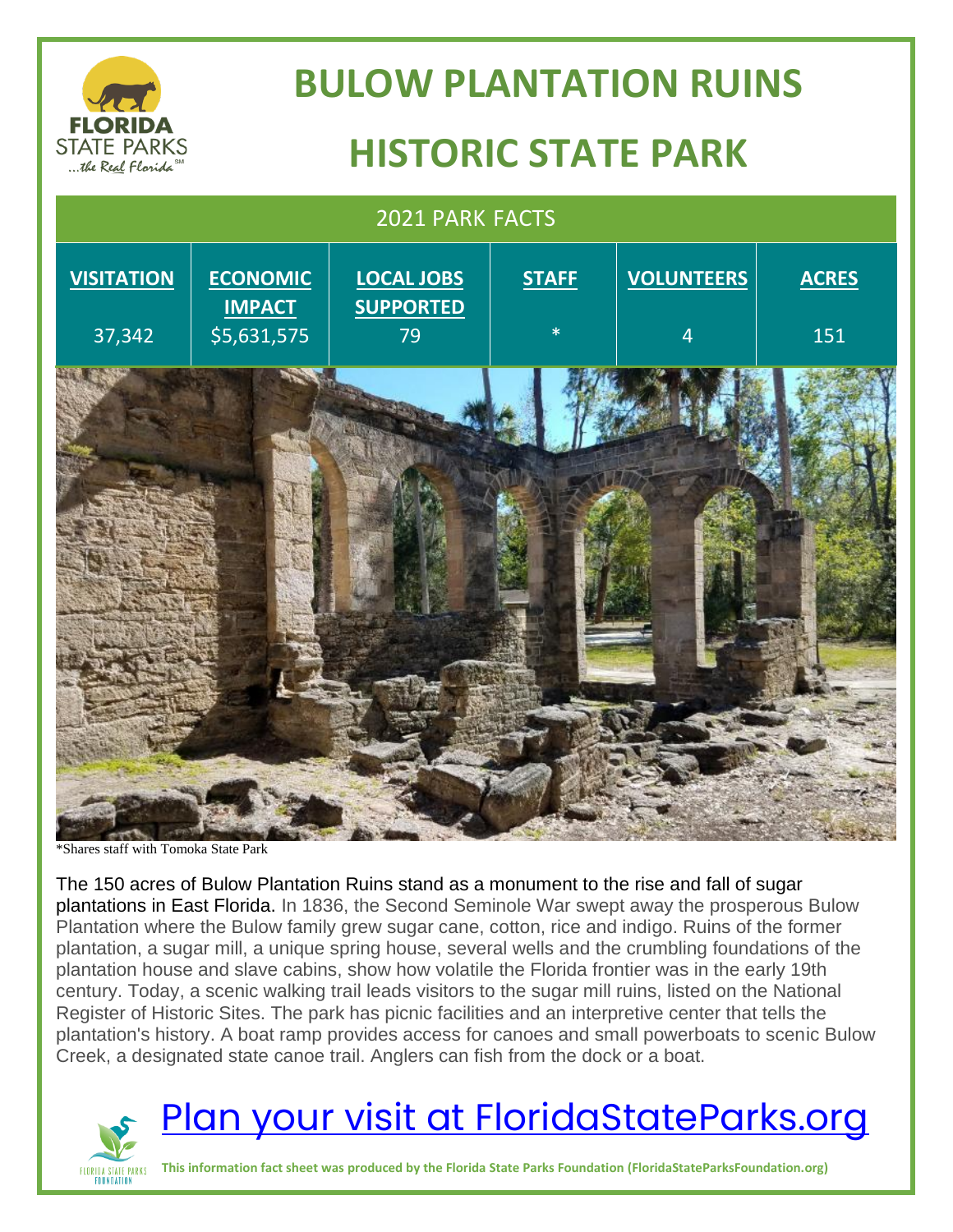# BULOW PLANTATION RUINS HISTORIC STATE PARK

| 2021 PARK FACTS | | | | | |
|---|---|---|---|---|---|
| VISITATION | ECONOMIC IMPACT | LOCAL JOBS SUPPORTED | STAFF | VOLUNTEERS | ACRES |
| 37,342 | $5,631,575 | 79 | * | 4 | 151 |

*Shares staff with Tomoka State Park

The 150 acres of Bulow Plantation Ruins stand as a monument to the rise and fall of sugar plantations in East Florida. In 1836, the Second Seminole War swept away the prosperous Bulow Plantation where the Bulow family grew sugar cane, cotton, rice and indigo. Ruins of the former plantation, a sugar mill, a unique spring house, several wells and the crumbling foundations of the plantation house and slave cabins, show how volatile the Florida frontier was in the early 19th century. Today, a scenic walking trail leads visitors to the sugar mill ruins, listed on the National Register of Historic Sites. The park has picnic facilities and an interpretive center that tells the plantation's history. A boat ramp provides access for canoes and small powerboats to scenic Bulow Creek, a designated state canoe trail. Anglers can fish from the dock or a boat.

Plan your visit at FloridaStateParks.org

**This information fact sheet was produced by the Florida State Parks Foundation (FloridaStateParksFoundation.org)**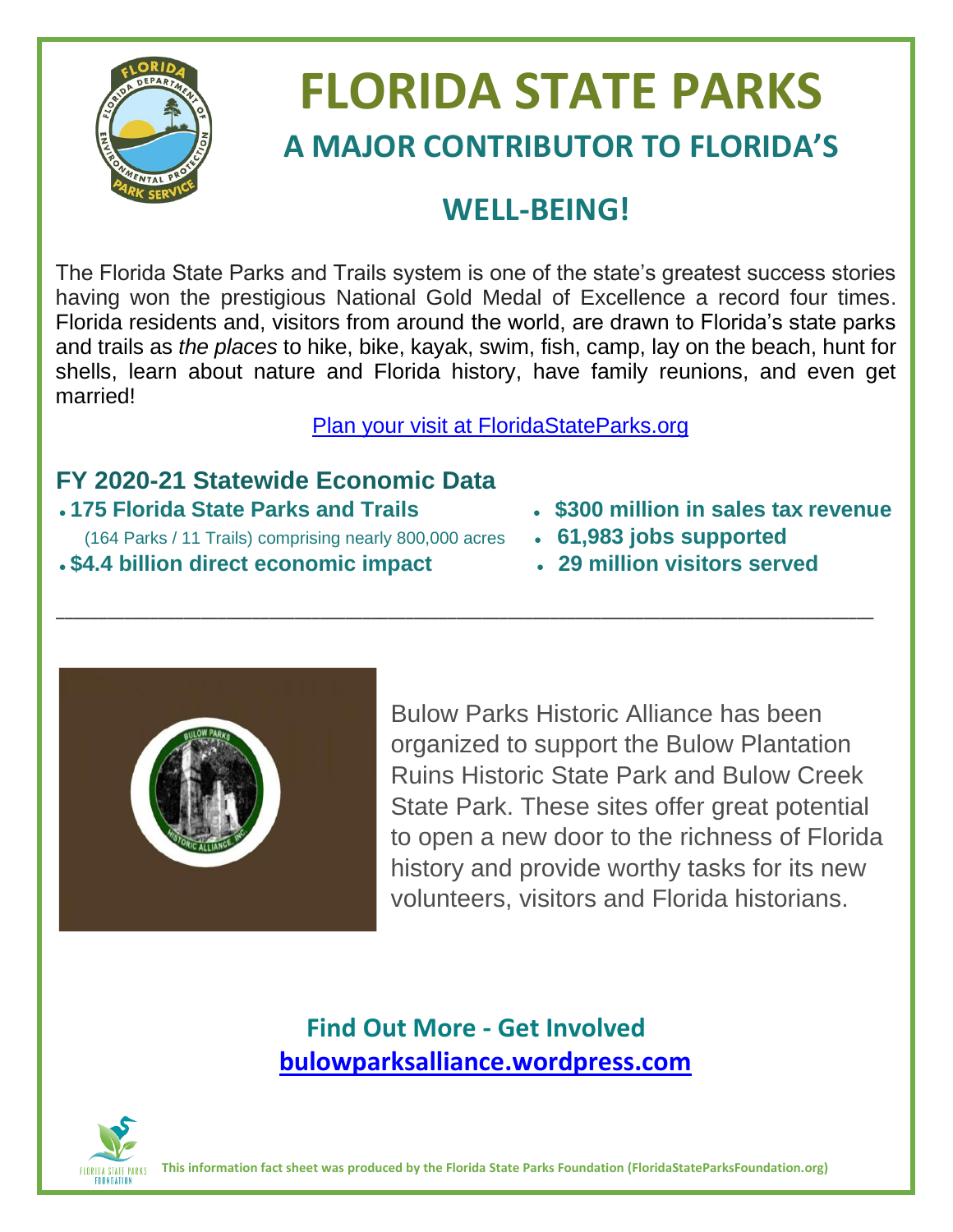# FLORIDA STATE PARKS

## A MAJOR CONTRIBUTOR TO FLORIDA'S WELL-BEING!

The Florida State Parks and Trails system is one of the state's greatest success stories having won the prestigious National Gold Medal of Excellence a record four times. Florida residents and, visitors from around the world, are drawn to Florida's state parks and trails as *the places* to hike, bike, kayak, swim, fish, camp, lay on the beach, hunt for shells, learn about nature and Florida history, have family reunions, and even get married!

[Plan your visit at FloridaStateParks.org](https://FloridaStateParks.org)

### FY 2020-21 Statewide Economic Data

- **175 Florida State Parks and Trails**
  (164 Parks / 11 Trails) comprising nearly 800,000 acres
- **$4.4 billion direct economic impact**
- **$300 million in sales tax revenue**
- **61,983 jobs supported**
- **29 million visitors served**

---

Bulow Parks Historic Alliance has been organized to support the Bulow Plantation Ruins Historic State Park and Bulow Creek State Park. These sites offer great potential to open a new door to the richness of Florida history and provide worthy tasks for its new volunteers, visitors and Florida historians.

**Find Out More - Get Involved**
**[bulowparksalliance.wordpress.com](https://bulowparksalliance.wordpress.com)**

**This information fact sheet was produced by the Florida State Parks Foundation (FloridaStateParksFoundation.org)**